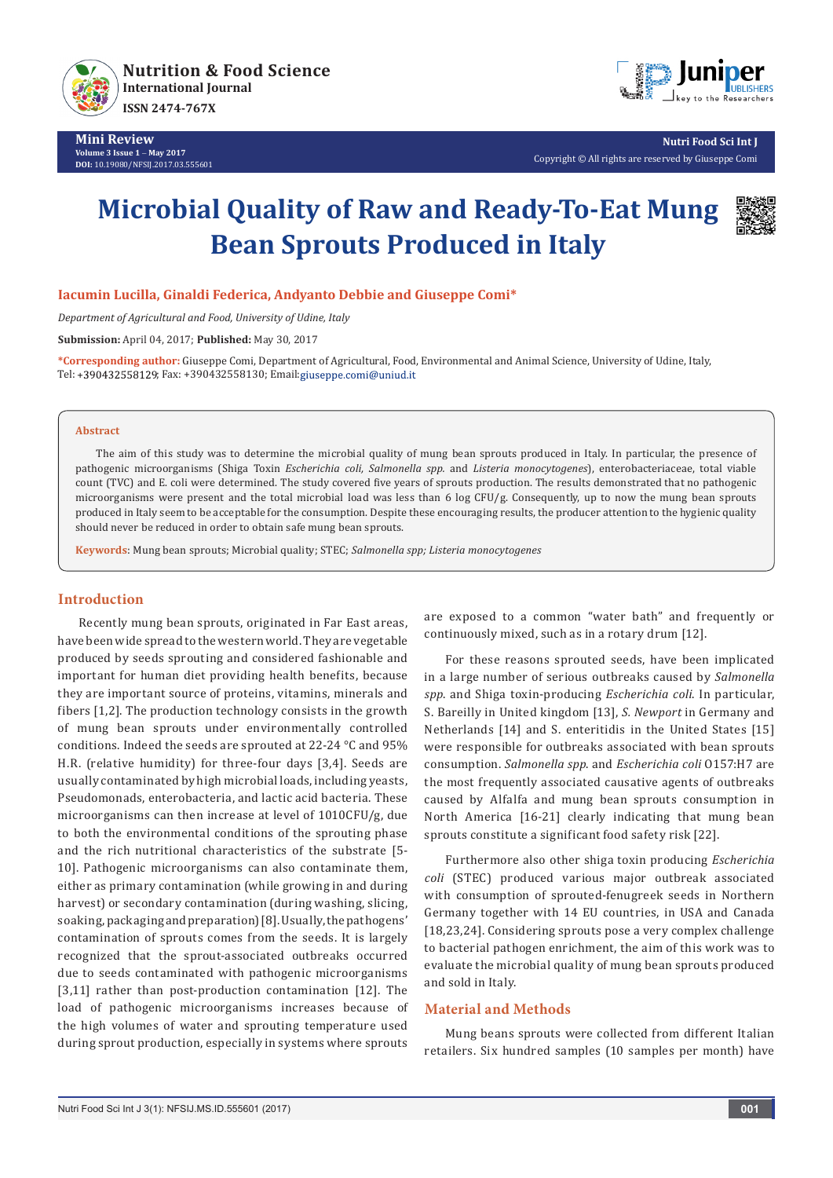# Microbial Quality of Raw and Ready-To-Eat Mung Bean Sprouts Produced in Italy

**Iacumin Lucilla, Ginaldi Federica, Andyanto Debbie and Giuseppe Comi***

*Department of Agricultural and Food, University of Udine, Italy*

**Submission:** April 04, 2017; **Published:** May 30, 2017

***Corresponding author:** Giuseppe Comi, Department of Agricultural, Food, Environmental and Animal Science, University of Udine, Italy, Tel: +390432558129; Fax: +390432558130; Email: giuseppe.comi@uniud.it

## Abstract

The aim of this study was to determine the microbial quality of mung bean sprouts produced in Italy. In particular, the presence of pathogenic microorganisms (Shiga Toxin *Escherichia coli*, *Salmonella spp.* and *Listeria monocytogenes*), enterobacteriaceae, total viable count (TVC) and E. coli were determined. The study covered five years of sprouts production. The results demonstrated that no pathogenic microorganisms were present and the total microbial load was less than 6 log CFU/g. Consequently, up to now the mung bean sprouts produced in Italy seem to be acceptable for the consumption. Despite these encouraging results, the producer attention to the hygienic quality should never be reduced in order to obtain safe mung bean sprouts.

**Keywords**: Mung bean sprouts; Microbial quality; STEC; *Salmonella spp; Listeria monocytogenes*

## Introduction

Recently mung bean sprouts, originated in Far East areas, have been wide spread to the western world. They are vegetable produced by seeds sprouting and considered fashionable and important for human diet providing health benefits, because they are important source of proteins, vitamins, minerals and fibers [1,2]. The production technology consists in the growth of mung bean sprouts under environmentally controlled conditions. Indeed the seeds are sprouted at 22-24 °C and 95% H.R. (relative humidity) for three-four days [3,4]. Seeds are usually contaminated by high microbial loads, including yeasts, Pseudomonads, enterobacteria, and lactic acid bacteria. These microorganisms can then increase at level of 1010CFU/g, due to both the environmental conditions of the sprouting phase and the rich nutritional characteristics of the substrate [5-10]. Pathogenic microorganisms can also contaminate them, either as primary contamination (while growing in and during harvest) or secondary contamination (during washing, slicing, soaking, packaging and preparation) [8]. Usually, the pathogens' contamination of sprouts comes from the seeds. It is largely recognized that the sprout-associated outbreaks occurred due to seeds contaminated with pathogenic microorganisms [3,11] rather than post-production contamination [12]. The load of pathogenic microorganisms increases because of the high volumes of water and sprouting temperature used during sprout production, especially in systems where sprouts are exposed to a common "water bath" and frequently or continuously mixed, such as in a rotary drum [12].

For these reasons sprouted seeds, have been implicated in a large number of serious outbreaks caused by *Salmonella spp.* and Shiga toxin-producing *Escherichia coli.* In particular, S. Bareilly in United kingdom [13], *S. Newport* in Germany and Netherlands [14] and S. enteritidis in the United States [15] were responsible for outbreaks associated with bean sprouts consumption. *Salmonella spp.* and *Escherichia coli* O157:H7 are the most frequently associated causative agents of outbreaks caused by Alfalfa and mung bean sprouts consumption in North America [16-21] clearly indicating that mung bean sprouts constitute a significant food safety risk [22].

Furthermore also other shiga toxin producing *Escherichia coli* (STEC) produced various major outbreak associated with consumption of sprouted-fenugreek seeds in Northern Germany together with 14 EU countries, in USA and Canada [18,23,24]. Considering sprouts pose a very complex challenge to bacterial pathogen enrichment, the aim of this work was to evaluate the microbial quality of mung bean sprouts produced and sold in Italy.

## Material and Methods

Mung beans sprouts were collected from different Italian retailers. Six hundred samples (10 samples per month) have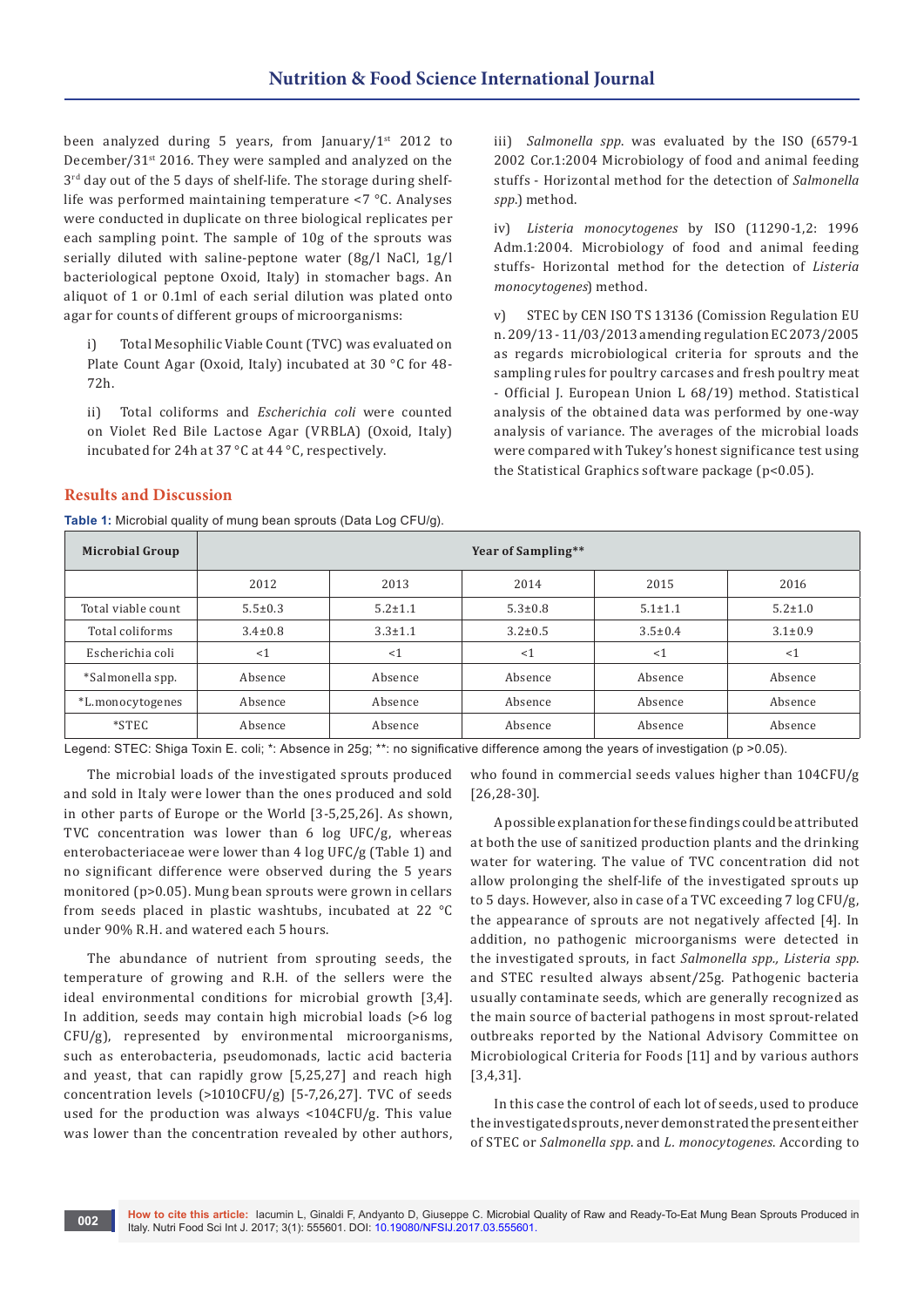been analyzed during 5 years, from January/1st 2012 to December/31st 2016. They were sampled and analyzed on the 3rd day out of the 5 days of shelf-life. The storage during shelf-life was performed maintaining temperature <7 °C. Analyses were conducted in duplicate on three biological replicates per each sampling point. The sample of 10g of the sprouts was serially diluted with saline-peptone water (8g/l NaCl, 1g/l bacteriological peptone Oxoid, Italy) in stomacher bags. An aliquot of 1 or 0.1ml of each serial dilution was plated onto agar for counts of different groups of microorganisms:

i) Total Mesophilic Viable Count (TVC) was evaluated on Plate Count Agar (Oxoid, Italy) incubated at 30 °C for 48-72h.

ii) Total coliforms and *Escherichia coli* were counted on Violet Red Bile Lactose Agar (VRBLA) (Oxoid, Italy) incubated for 24h at 37 °C at 44 °C, respectively.

iii) *Salmonella spp.* was evaluated by the ISO (6579-1 2002 Cor.1:2004 Microbiology of food and animal feeding stuffs - Horizontal method for the detection of *Salmonella spp.*) method.

iv) *Listeria monocytogenes* by ISO (11290-1,2: 1996 Adm.1:2004. Microbiology of food and animal feeding stuffs- Horizontal method for the detection of *Listeria monocytogenes*) method.

v) STEC by CEN ISO TS 13136 (Comission Regulation EU n. 209/13 - 11/03/2013 amending regulation EC 2073/2005 as regards microbiological criteria for sprouts and the sampling rules for poultry carcases and fresh poultry meat - Official J. European Union L 68/19) method. Statistical analysis of the obtained data was performed by one-way analysis of variance. The averages of the microbial loads were compared with Tukey's honest significance test using the Statistical Graphics software package ($p<0.05$).

## Results and Discussion

**Table 1:** Microbial quality of mung bean sprouts (Data Log CFU/g).

| Microbial Group | Year of Sampling** | | | | |
|---|---|---|---|---|---|
| | 2012 | 2013 | 2014 | 2015 | 2016 |
| Total viable count | 5.5±0.3 | 5.2±1.1 | 5.3±0.8 | 5.1±1.1 | 5.2±1.0 |
| Total coliforms | 3.4±0.8 | 3.3±1.1 | 3.2±0.5 | 3.5±0.4 | 3.1±0.9 |
| Escherichia coli | <1 | <1 | <1 | <1 | <1 |
| *Salmonella spp. | Absence | Absence | Absence | Absence | Absence |
| *L.monocytogenes | Absence | Absence | Absence | Absence | Absence |
| *STEC | Absence | Absence | Absence | Absence | Absence |

Legend: STEC: Shiga Toxin E. coli; *: Absence in 25g; **: no significative difference among the years of investigation ($p>0.05$).

The microbial loads of the investigated sprouts produced and sold in Italy were lower than the ones produced and sold in other parts of Europe or the World [3-5,25,26]. As shown, TVC concentration was lower than 6 log UFC/g, whereas enterobacteriaceae were lower than 4 log UFC/g (Table 1) and no significant difference were observed during the 5 years monitored ($p>0.05$). Mung bean sprouts were grown in cellars from seeds placed in plastic washtubs, incubated at 22 °C under 90% R.H. and watered each 5 hours.

The abundance of nutrient from sprouting seeds, the temperature of growing and R.H. of the sellers were the ideal environmental conditions for microbial growth [3,4]. In addition, seeds may contain high microbial loads (>6 log CFU/g), represented by environmental microorganisms, such as enterobacteria, pseudomonads, lactic acid bacteria and yeast, that can rapidly grow [5,25,27] and reach high concentration levels (>1010CFU/g) [5-7,26,27]. TVC of seeds used for the production was always <104CFU/g. This value was lower than the concentration revealed by other authors, who found in commercial seeds values higher than 104CFU/g [26,28-30].

A possible explanation for these findings could be attributed at both the use of sanitized production plants and the drinking water for watering. The value of TVC concentration did not allow prolonging the shelf-life of the investigated sprouts up to 5 days. However, also in case of a TVC exceeding 7 log CFU/g, the appearance of sprouts are not negatively affected [4]. In addition, no pathogenic microorganisms were detected in the investigated sprouts, in fact *Salmonella spp., Listeria spp.* and STEC resulted always absent/25g. Pathogenic bacteria usually contaminate seeds, which are generally recognized as the main source of bacterial pathogens in most sprout-related outbreaks reported by the National Advisory Committee on Microbiological Criteria for Foods [11] and by various authors [3,4,31].

In this case the control of each lot of seeds, used to produce the investigated sprouts, never demonstrated the present either of STEC or *Salmonella spp.* and *L. monocytogenes*. According to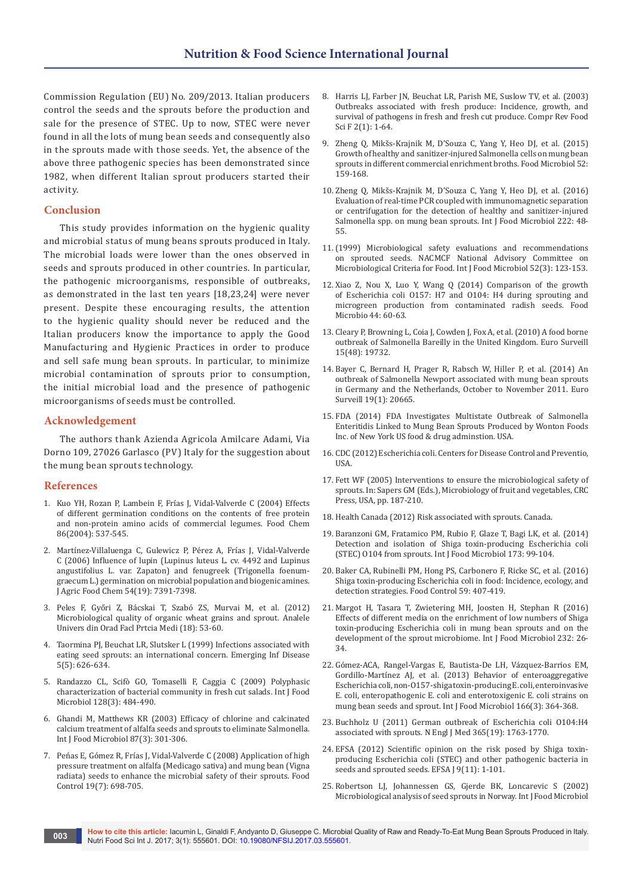Commission Regulation (EU) No. 209/2013. Italian producers control the seeds and the sprouts before the production and sale for the presence of STEC. Up to now, STEC were never found in all the lots of mung bean seeds and consequently also in the sprouts made with those seeds. Yet, the absence of the above three pathogenic species has been demonstrated since 1982, when different Italian sprout producers started their activity.

## Conclusion

This study provides information on the hygienic quality and microbial status of mung beans sprouts produced in Italy. The microbial loads were lower than the ones observed in seeds and sprouts produced in other countries. In particular, the pathogenic microorganisms, responsible of outbreaks, as demonstrated in the last ten years [18,23,24] were never present. Despite these encouraging results, the attention to the hygienic quality should never be reduced and the Italian producers know the importance to apply the Good Manufacturing and Hygienic Practices in order to produce and sell safe mung bean sprouts. In particular, to minimize microbial contamination of sprouts prior to consumption, the initial microbial load and the presence of pathogenic microorganisms of seeds must be controlled.

## Acknowledgement

The authors thank Azienda Agricola Amilcare Adami, Via Dorno 109, 27026 Garlasco (PV) Italy for the suggestion about the mung bean sprouts technology.

## References

1. Kuo YH, Rozan P, Lambein F, Frías J, Vidal-Valverde C (2004) Effects of different germination conditions on the contents of free protein and non-protein amino acids of commercial legumes. Food Chem 86(2004): 537-545.
2. Martínez-Villaluenga C, Gulewicz P, Pérez A, Frías J, Vidal-Valverde C (2006) Influence of lupin (Lupinus luteus L. cv. 4492 and Lupinus angustifolius L. var. Zapaton) and fenugreek (Trigonella foenum-graecum L.) germination on microbial population and biogenic amines. J Agric Food Chem 54(19): 7391-7398.
3. Peles F, Győri Z, Bácskai T, Szabó ZS, Murvai M, et al. (2012) Microbiological quality of organic wheat grains and sprout. Analele Univers din Orad Facl Prtcia Medi (18): 53-60.
4. Taormina PJ, Beuchat LR, Slutsker L (1999) Infections associated with eating seed sprouts: an international concern. Emerging Inf Disease 5(5): 626-634.
5. Randazzo CL, Scifò GO, Tomaselli F, Caggia C (2009) Polyphasic characterization of bacterial community in fresh cut salads. Int J Food Microbiol 128(3): 484-490.
6. Ghandi M, Matthews KR (2003) Efficacy of chlorine and calcinated calcium treatment of alfalfa seeds and sprouts to eliminate Salmonella. Int J Food Microbiol 87(3): 301-306.
7. Peñas E, Gómez R, Frías J, Vidal-Valverde C (2008) Application of high pressure treatment on alfalfa (Medicago sativa) and mung bean (Vigna radiata) seeds to enhance the microbial safety of their sprouts. Food Control 19(7): 698-705.
8. Harris LJ, Farber JN, Beuchat LR, Parish ME, Suslow TV, et al. (2003) Outbreaks associated with fresh produce: Incidence, growth, and survival of pathogens in fresh and fresh cut produce. Compr Rev Food Sci F 2(1): 1-64.
9. Zheng Q, Mikšs-Krajnik M, D'Souza C, Yang Y, Heo DJ, et al. (2015) Growth of healthy and sanitizer-injured Salmonella cells on mung bean sprouts in different commercial enrichment broths. Food Microbiol 52: 159-168.
10. Zheng Q, Mikšs-Krajnik M, D'Souza C, Yang Y, Heo DJ, et al. (2016) Evaluation of real-time PCR coupled with immunomagnetic separation or centrifugation for the detection of healthy and sanitizer-injured Salmonella spp. on mung bean sprouts. Int J Food Microbiol 222: 48-55.
11. (1999) Microbiological safety evaluations and recommendations on sprouted seeds. NACMCF National Advisory Committee on Microbiological Criteria for Food. Int J Food Microbiol 52(3): 123-153.
12. Xiao Z, Nou X, Luo Y, Wang Q (2014) Comparison of the growth of Escherichia coli O157: H7 and O104: H4 during sprouting and microgreen production from contaminated radish seeds. Food Microbio 44: 60-63.
13. Cleary P, Browning L, Coia J, Cowden J, Fox A, et al. (2010) A food borne outbreak of Salmonella Bareilly in the United Kingdom. Euro Surveill 15(48): 19732.
14. Bayer C, Bernard H, Prager R, Rabsch W, Hiller P, et al. (2014) An outbreak of Salmonella Newport associated with mung bean sprouts in Germany and the Netherlands, October to November 2011. Euro Surveill 19(1): 20665.
15. FDA (2014) FDA Investigates Multistate Outbreak of Salmonella Enteritidis Linked to Mung Bean Sprouts Produced by Wonton Foods Inc. of New York US food & drug adminstion. USA.
16. CDC (2012) Escherichia coli. Centers for Disease Control and Preventio, USA.
17. Fett WF (2005) Interventions to ensure the microbiological safety of sprouts. In: Sapers GM (Eds.), Microbiology of fruit and vegetables, CRC Press, USA, pp. 187-210.
18. Health Canada (2012) Risk associated with sprouts. Canada.
19. Baranzoni GM, Fratamico PM, Rubio F, Glaze T, Bagi LK, et al. (2014) Detection and isolation of Shiga toxin-producing Escherichia coli (STEC) O104 from sprouts. Int J Food Microbiol 173: 99-104.
20. Baker CA, Rubinelli PM, Hong PS, Carbonero F, Ricke SC, et al. (2016) Shiga toxin-producing Escherichia coli in food: Incidence, ecology, and detection strategies. Food Control 59: 407-419.
21. Margot H, Tasara T, Zwietering MH, Joosten H, Stephan R (2016) Effects of different media on the enrichment of low numbers of Shiga toxin-producing Escherichia coli in mung bean sprouts and on the development of the sprout microbiome. Int J Food Microbiol 232: 26-34.
22. Gómez-ACA, Rangel-Vargas E, Bautista-De LH, Vázquez-Barrios EM, Gordillo-Martínez AJ, et al. (2013) Behavior of enteroaggregative Escherichia coli, non-O157-shigatoxin-producing E. coli, enteroinvasive E. coli, enteropathogenic E. coli and enterotoxigenic E. coli strains on mung bean seeds and sprout. Int J Food Microbiol 166(3): 364-368.
23. Buchholz U (2011) German outbreak of Escherichia coli O104:H4 associated with sprouts. N Engl J Med 365(19): 1763-1770.
24. EFSA (2012) Scientific opinion on the risk posed by Shiga toxin-producing Escherichia coli (STEC) and other pathogenic bacteria in seeds and sprouted seeds. EFSA J 9(11): 1-101.
25. Robertson LJ, Johannessen GS, Gjerde BK, Loncarevic S (2002) Microbiological analysis of seed sprouts in Norway. Int J Food Microbiol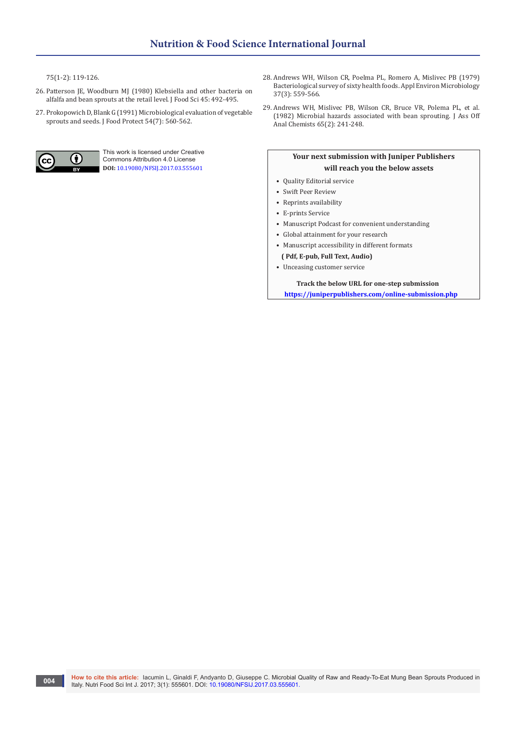75(1-2): 119-126.

26. Patterson JE, Woodburn MJ (1980) Klebsiella and other bacteria on alfalfa and bean sprouts at the retail level. J Food Sci 45: 492-495.

27. Prokopowich D, Blank G (1991) Microbiological evaluation of vegetable sprouts and seeds. J Food Protect 54(7): 560-562.

28. Andrews WH, Wilson CR, Poelma PL, Romero A, Mislivec PB (1979) Bacteriological survey of sixty health foods. Appl Environ Microbiology 37(3): 559-566.

29. Andrews WH, Mislivec PB, Wilson CR, Bruce VR, Polema PL, et al. (1982) Microbial hazards associated with bean sprouting. J Ass Off Anal Chemists 65(2): 241-248.

This work is licensed under Creative Commons Attribution 4.0 License

**DOI:** 10.19080/NFSIJ.2017.03.555601

**Your next submission with Juniper Publishers will reach you the below assets**

- Quality Editorial service
- Swift Peer Review
- Reprints availability
- E-prints Service
- Manuscript Podcast for convenient understanding
- Global attainment for your research
- Manuscript accessibility in different formats

**( Pdf, E-pub, Full Text, Audio)**

- Unceasing customer service

**Track the below URL for one-step submission**

**https://juniperpublishers.com/online-submission.php**

**How to cite this article:** Iacumin L, Ginaldi F, Andyanto D, Giuseppe C. Microbial Quality of Raw and Ready-To-Eat Mung Bean Sprouts Produced in Italy. Nutri Food Sci Int J. 2017; 3(1): 555601. DOI: 10.19080/NFSIJ.2017.03.555601.